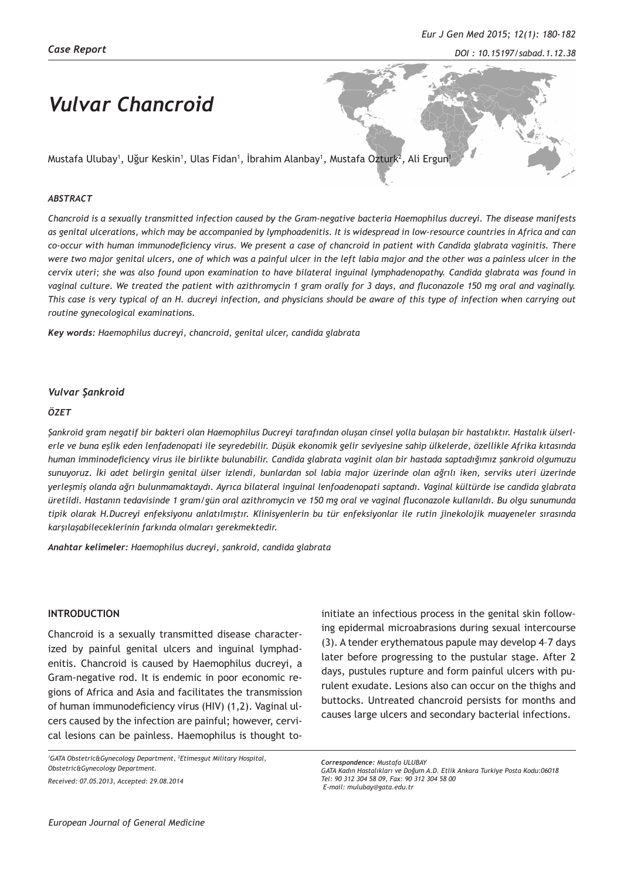*Case Report*

# Vulvar Chancroid

Mustafa Ulubay[1], Uğur Keskin[1], Ulas Fidan[1], İbrahim Alanbay[1], Mustafa Ozturk[2], Ali Ergun[1]

***ABSTRACT***

*Chancroid is a sexually transmitted infection caused by the Gram-negative bacteria Haemophilus ducreyi. The disease manifests as genital ulcerations, which may be accompanied by lymphoadenitis. It is widespread in low-resource countries in Africa and can co-occur with human immunodeficiency virus. We present a case of chancroid in patient with Candida glabrata vaginitis. There were two major genital ulcers, one of which was a painful ulcer in the left labia major and the other was a painless ulcer in the cervix uteri; she was also found upon examination to have bilateral inguinal lymphadenopathy. Candida glabrata was found in vaginal culture. We treated the patient with azithromycin 1 gram orally for 3 days, and fluconazole 150 mg oral and vaginally. This case is very typical of an H. ducreyi infection, and physicians should be aware of this type of infection when carrying out routine gynecological examinations.*

***Key words:*** *Haemophilus ducreyi, chancroid, genital ulcer, candida glabrata*

### *Vulvar Şankroid*

***ÖZET***

*Şankroid gram negatif bir bakteri olan Haemophilus Ducreyi tarafından oluşan cinsel yolla bulaşan bir hastalıktır. Hastalık ülserlerle ve buna eşlik eden lenfadenopati ile seyredebilir. Düşük ekonomik gelir seviyesine sahip ülkelerde, özellikle Afrika kıtasında human imminodeficiency virus ile birlikte bulunabilir. Candida glabrata vaginit olan bir hastada saptadığımız şankroid olgumuzu sunuyoruz. İki adet belirgin genital ülser izlendi, bunlardan sol labia major üzerinde olan ağrılı iken, serviks uteri üzerinde yerleşmiş olanda ağrı bulunmamaktaydı. Ayrıca bilateral inguinal lenfoadenopati saptandı. Vaginal kültürde ise candida glabrata üretildi. Hastanın tedavisinde 1 gram/gün oral azithromycin ve 150 mg oral ve vaginal fluconazole kullanıldı. Bu olgu sunumunda tipik olarak H.Ducreyi enfeksiyonu anlatılmıştır. Klinisyenlerin bu tür enfeksiyonlar ile rutin jinekolojik muayeneler sırasında karşılaşabileceklerinin farkında olmaları gerekmektedir.*

***Anahtar kelimeler:*** *Haemophilus ducreyi, şankroid, candida glabrata*

## INTRODUCTION

Chancroid is a sexually transmitted disease characterized by painful genital ulcers and inguinal lymphadenitis. Chancroid is caused by Haemophilus ducreyi, a Gram-negative rod. It is endemic in poor economic regions of Africa and Asia and facilitates the transmission of human immunodeficiency virus (HIV) (1,2). Vaginal ulcers caused by the infection are painful; however, cervical lesions can be painless. Haemophilus is thought to initiate an infectious process in the genital skin following epidermal microabrasions during sexual intercourse (3). A tender erythematous papule may develop 4–7 days later before progressing to the pustular stage. After 2 days, pustules rupture and form painful ulcers with purulent exudate. Lesions also can occur on the thighs and buttocks. Untreated chancroid persists for months and causes large ulcers and secondary bacterial infections.

*[1]GATA Obstetric&Gynecology Department, [2]Etimesgut Military Hospital, Obstetric&Gynecology Department.*

*Received: 07.05.2013, Accepted: 29.08.2014*

***Correspondence:*** *Mustafa ULUBAY*
*GATA Kadın Hastalıkları ve Doğum A.D. Etlik Ankara Turkiye Posta Kodu:06018*
*Tel: 90 312 304 58 09, Fax: 90 312 304 58 00*
*E-mail: mulubay@gata.edu.tr*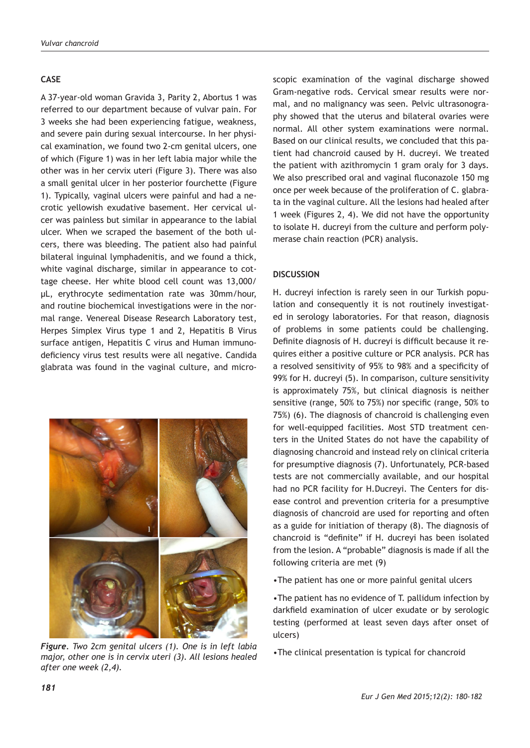## CASE

A 37-year-old woman Gravida 3, Parity 2, Abortus 1 was referred to our department because of vulvar pain. For 3 weeks she had been experiencing fatigue, weakness, and severe pain during sexual intercourse. In her physical examination, we found two 2-cm genital ulcers, one of which (Figure 1) was in her left labia major while the other was in her cervix uteri (Figure 3). There was also a small genital ulcer in her posterior fourchette (Figure 1). Typically, vaginal ulcers were painful and had a necrotic yellowish exudative basement. Her cervical ulcer was painless but similar in appearance to the labial ulcer. When we scraped the basement of the both ulcers, there was bleeding. The patient also had painful bilateral inguinal lymphadenitis, and we found a thick, white vaginal discharge, similar in appearance to cottage cheese. Her white blood cell count was 13,000/µL, erythrocyte sedimentation rate was 30mm/hour, and routine biochemical investigations were in the normal range. Venereal Disease Research Laboratory test, Herpes Simplex Virus type 1 and 2, Hepatitis B Virus surface antigen, Hepatitis C virus and Human immunodeficiency virus test results were all negative. Candida glabrata was found in the vaginal culture, and microscopic examination of the vaginal discharge showed Gram-negative rods. Cervical smear results were normal, and no malignancy was seen. Pelvic ultrasonography showed that the uterus and bilateral ovaries were normal. All other system examinations were normal. Based on our clinical results, we concluded that this patient had chancroid caused by H. ducreyi. We treated the patient with azithromycin 1 gram oraly for 3 days. We also prescribed oral and vaginal fluconazole 150 mg once per week because of the proliferation of C. glabrata in the vaginal culture. All the lesions had healed after 1 week (Figures 2, 4). We did not have the opportunity to isolate H. ducreyi from the culture and perform polymerase chain reaction (PCR) analysis.

*Figure. Two 2cm genital ulcers (1). One is in left labia major, other one is in cervix uteri (3). All lesions healed after one week (2,4).*

## DISCUSSION

H. ducreyi infection is rarely seen in our Turkish population and consequently it is not routinely investigated in serology laboratories. For that reason, diagnosis of problems in some patients could be challenging. Definite diagnosis of H. ducreyi is difficult because it requires either a positive culture or PCR analysis. PCR has a resolved sensitivity of 95% to 98% and a specificity of 99% for H. ducreyi (5). In comparison, culture sensitivity is approximately 75%, but clinical diagnosis is neither sensitive (range, 50% to 75%) nor specific (range, 50% to 75%) (6). The diagnosis of chancroid is challenging even for well-equipped facilities. Most STD treatment centers in the United States do not have the capability of diagnosing chancroid and instead rely on clinical criteria for presumptive diagnosis (7). Unfortunately, PCR-based tests are not commercially available, and our hospital had no PCR facility for H.Ducreyi. The Centers for disease control and prevention criteria for a presumptive diagnosis of chancroid are used for reporting and often as a guide for initiation of therapy (8). The diagnosis of chancroid is "definite" if H. ducreyi has been isolated from the lesion. A "probable" diagnosis is made if all the following criteria are met (9)

- The patient has one or more painful genital ulcers
- The patient has no evidence of T. pallidum infection by darkfield examination of ulcer exudate or by serologic testing (performed at least seven days after onset of ulcers)
- The clinical presentation is typical for chancroid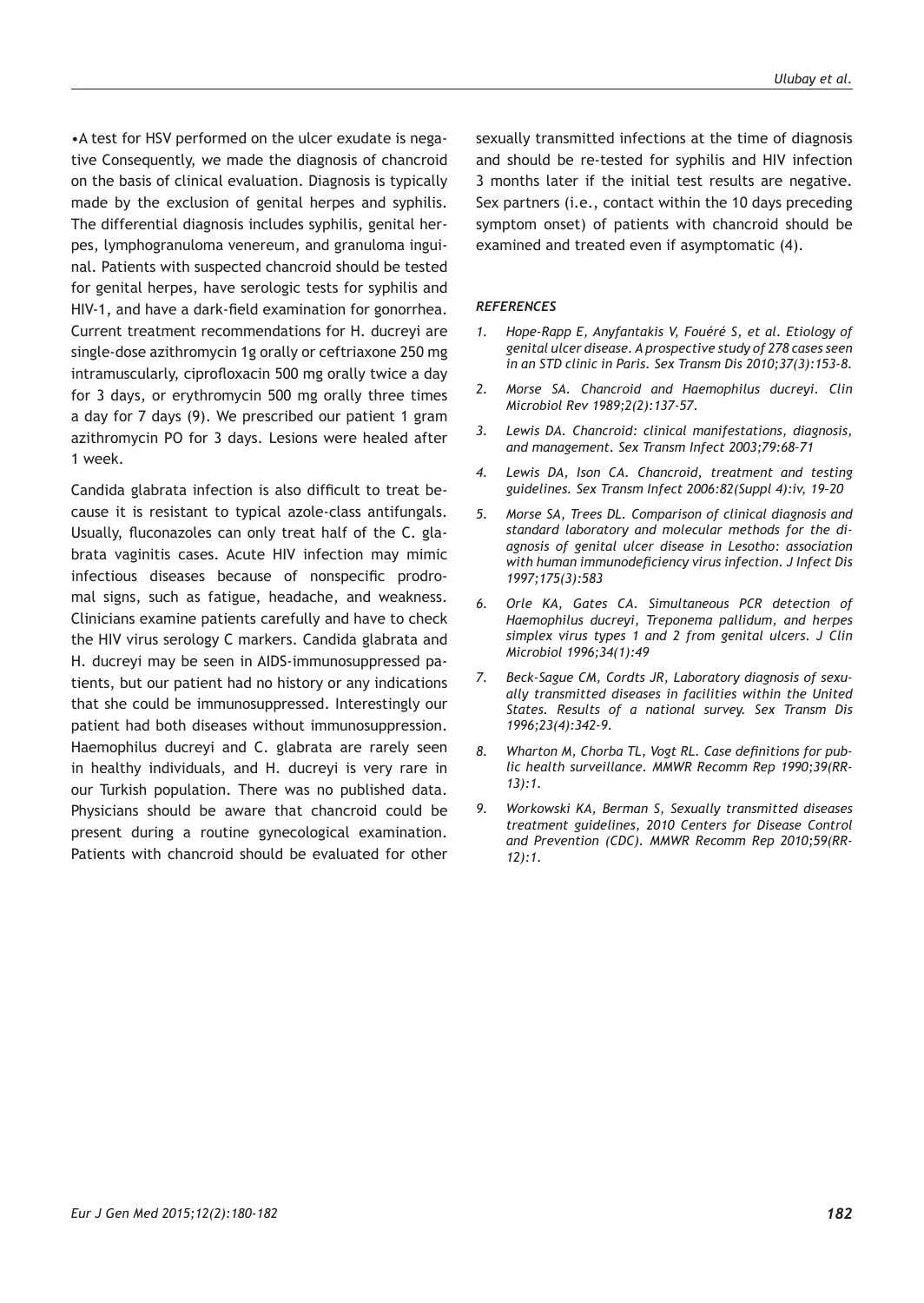•A test for HSV performed on the ulcer exudate is negative Consequently, we made the diagnosis of chancroid on the basis of clinical evaluation. Diagnosis is typically made by the exclusion of genital herpes and syphilis. The differential diagnosis includes syphilis, genital herpes, lymphogranuloma venereum, and granuloma inguinal. Patients with suspected chancroid should be tested for genital herpes, have serologic tests for syphilis and HIV-1, and have a dark-field examination for gonorrhea. Current treatment recommendations for H. ducreyi are single-dose azithromycin 1g orally or ceftriaxone 250 mg intramuscularly, ciprofloxacin 500 mg orally twice a day for 3 days, or erythromycin 500 mg orally three times a day for 7 days (9). We prescribed our patient 1 gram azithromycin PO for 3 days. Lesions were healed after 1 week.

Candida glabrata infection is also difficult to treat because it is resistant to typical azole-class antifungals. Usually, fluconazoles can only treat half of the C. glabrata vaginitis cases. Acute HIV infection may mimic infectious diseases because of nonspecific prodromal signs, such as fatigue, headache, and weakness. Clinicians examine patients carefully and have to check the HIV virus serology C markers. Candida glabrata and H. ducreyi may be seen in AIDS-immunosuppressed patients, but our patient had no history or any indications that she could be immunosuppressed. Interestingly our patient had both diseases without immunosuppression. Haemophilus ducreyi and C. glabrata are rarely seen in healthy individuals, and H. ducreyi is very rare in our Turkish population. There was no published data. Physicians should be aware that chancroid could be present during a routine gynecological examination. Patients with chancroid should be evaluated for other sexually transmitted infections at the time of diagnosis and should be re-tested for syphilis and HIV infection 3 months later if the initial test results are negative. Sex partners (i.e., contact within the 10 days preceding symptom onset) of patients with chancroid should be examined and treated even if asymptomatic (4).

### *REFERENCES*

1. *Hope-Rapp E, Anyfantakis V, Fouéré S, et al. Etiology of genital ulcer disease. A prospective study of 278 cases seen in an STD clinic in Paris. Sex Transm Dis 2010;37(3):153-8.*
2. *Morse SA. Chancroid and Haemophilus ducreyi. Clin Microbiol Rev 1989;2(2):137-57.*
3. *Lewis DA. Chancroid: clinical manifestations, diagnosis, and management. Sex Transm Infect 2003;79:68–71*
4. *Lewis DA, Ison CA. Chancroid, treatment and testing guidelines. Sex Transm Infect 2006:82(Suppl 4):iv, 19-20*
5. *Morse SA, Trees DL. Comparison of clinical diagnosis and standard laboratory and molecular methods for the diagnosis of genital ulcer disease in Lesotho: association with human immunodeficiency virus infection. J Infect Dis 1997;175(3):583*
6. *Orle KA, Gates CA. Simultaneous PCR detection of Haemophilus ducreyi, Treponema pallidum, and herpes simplex virus types 1 and 2 from genital ulcers. J Clin Microbiol 1996;34(1):49*
7. *Beck-Sague CM, Cordts JR, Laboratory diagnosis of sexually transmitted diseases in facilities within the United States. Results of a national survey. Sex Transm Dis 1996;23(4):342-9.*
8. *Wharton M, Chorba TL, Vogt RL. Case definitions for public health surveillance. MMWR Recomm Rep 1990;39(RR-13):1.*
9. *Workowski KA, Berman S, Sexually transmitted diseases treatment guidelines, 2010 Centers for Disease Control and Prevention (CDC). MMWR Recomm Rep 2010;59(RR-12):1.*